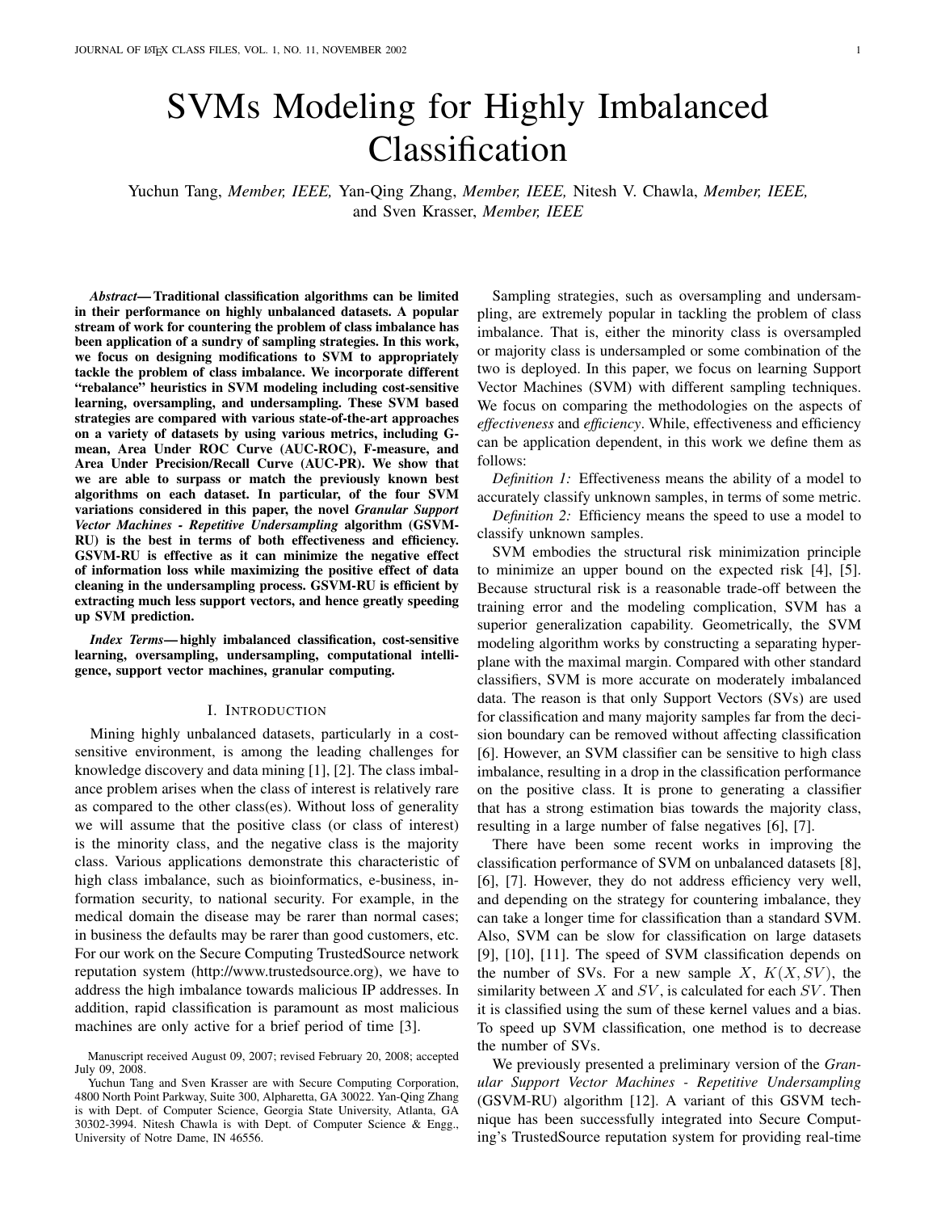# SVMs Modeling for Highly Imbalanced Classification

Yuchun Tang, *Member, IEEE,* Yan-Qing Zhang, *Member, IEEE,* Nitesh V. Chawla, *Member, IEEE,* and Sven Krasser, *Member, IEEE*

***Abstract*— Traditional classification algorithms can be limited in their performance on highly unbalanced datasets. A popular stream of work for countering the problem of class imbalance has been application of a sundry of sampling strategies. In this work, we focus on designing modifications to SVM to appropriately tackle the problem of class imbalance. We incorporate different "rebalance" heuristics in SVM modeling including cost-sensitive learning, oversampling, and undersampling. These SVM based strategies are compared with various state-of-the-art approaches on a variety of datasets by using various metrics, including G-mean, Area Under ROC Curve (AUC-ROC), F-measure, and Area Under Precision/Recall Curve (AUC-PR). We show that we are able to surpass or match the previously known best algorithms on each dataset. In particular, of the four SVM variations considered in this paper, the novel *Granular Support Vector Machines - Repetitive Undersampling* algorithm (GSVM-RU) is the best in terms of both effectiveness and efficiency. GSVM-RU is effective as it can minimize the negative effect of information loss while maximizing the positive effect of data cleaning in the undersampling process. GSVM-RU is efficient by extracting much less support vectors, and hence greatly speeding up SVM prediction.**

***Index Terms*— highly imbalanced classification, cost-sensitive learning, oversampling, undersampling, computational intelligence, support vector machines, granular computing.**

## I. Introduction

Mining highly unbalanced datasets, particularly in a cost-sensitive environment, is among the leading challenges for knowledge discovery and data mining [1], [2]. The class imbalance problem arises when the class of interest is relatively rare as compared to the other class(es). Without loss of generality we will assume that the positive class (or class of interest) is the minority class, and the negative class is the majority class. Various applications demonstrate this characteristic of high class imbalance, such as bioinformatics, e-business, information security, to national security. For example, in the medical domain the disease may be rarer than normal cases; in business the defaults may be rarer than good customers, etc. For our work on the Secure Computing TrustedSource network reputation system (http://www.trustedsource.org), we have to address the high imbalance towards malicious IP addresses. In addition, rapid classification is paramount as most malicious machines are only active for a brief period of time [3].

Manuscript received August 09, 2007; revised February 20, 2008; accepted July 09, 2008.

Yuchun Tang and Sven Krasser are with Secure Computing Corporation, 4800 North Point Parkway, Suite 300, Alpharetta, GA 30022. Yan-Qing Zhang is with Dept. of Computer Science, Georgia State University, Atlanta, GA 30302-3994. Nitesh Chawla is with Dept. of Computer Science & Engg., University of Notre Dame, IN 46556.

Sampling strategies, such as oversampling and undersampling, are extremely popular in tackling the problem of class imbalance. That is, either the minority class is oversampled or majority class is undersampled or some combination of the two is deployed. In this paper, we focus on learning Support Vector Machines (SVM) with different sampling techniques. We focus on comparing the methodologies on the aspects of *effectiveness* and *efficiency*. While, effectiveness and efficiency can be application dependent, in this work we define them as follows:

*Definition 1:* Effectiveness means the ability of a model to accurately classify unknown samples, in terms of some metric.

*Definition 2:* Efficiency means the speed to use a model to classify unknown samples.

SVM embodies the structural risk minimization principle to minimize an upper bound on the expected risk [4], [5]. Because structural risk is a reasonable trade-off between the training error and the modeling complication, SVM has a superior generalization capability. Geometrically, the SVM modeling algorithm works by constructing a separating hyperplane with the maximal margin. Compared with other standard classifiers, SVM is more accurate on moderately imbalanced data. The reason is that only Support Vectors (SVs) are used for classification and many majority samples far from the decision boundary can be removed without affecting classification [6]. However, an SVM classifier can be sensitive to high class imbalance, resulting in a drop in the classification performance on the positive class. It is prone to generating a classifier that has a strong estimation bias towards the majority class, resulting in a large number of false negatives [6], [7].

There have been some recent works in improving the classification performance of SVM on unbalanced datasets [8], [6], [7]. However, they do not address efficiency very well, and depending on the strategy for countering imbalance, they can take a longer time for classification than a standard SVM. Also, SVM can be slow for classification on large datasets [9], [10], [11]. The speed of SVM classification depends on the number of SVs. For a new sample $X$, $K(X, SV)$, the similarity between $X$ and $SV$, is calculated for each $SV$. Then it is classified using the sum of these kernel values and a bias. To speed up SVM classification, one method is to decrease the number of SVs.

We previously presented a preliminary version of the *Granular Support Vector Machines - Repetitive Undersampling* (GSVM-RU) algorithm [12]. A variant of this GSVM technique has been successfully integrated into Secure Computing's TrustedSource reputation system for providing real-time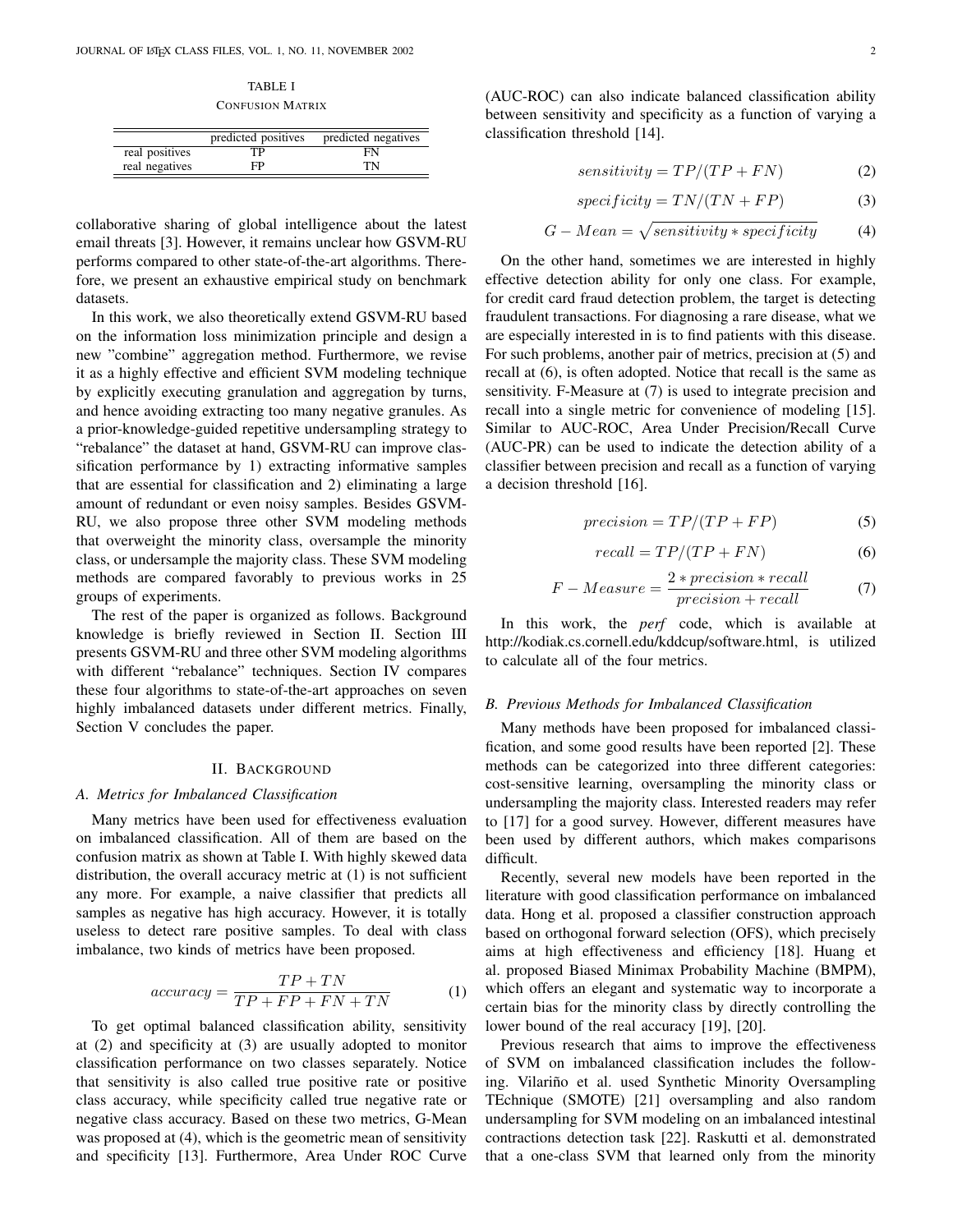TABLE I
CONFUSION MATRIX

| | predicted positives | predicted negatives |
|---|---|---|
| real positives | TP | FN |
| real negatives | FP | TN |

collaborative sharing of global intelligence about the latest email threats [3]. However, it remains unclear how GSVM-RU performs compared to other state-of-the-art algorithms. Therefore, we present an exhaustive empirical study on benchmark datasets.

In this work, we also theoretically extend GSVM-RU based on the information loss minimization principle and design a new "combine" aggregation method. Furthermore, we revise it as a highly effective and efficient SVM modeling technique by explicitly executing granulation and aggregation by turns, and hence avoiding extracting too many negative granules. As a prior-knowledge-guided repetitive undersampling strategy to "rebalance" the dataset at hand, GSVM-RU can improve classification performance by 1) extracting informative samples that are essential for classification and 2) eliminating a large amount of redundant or even noisy samples. Besides GSVM-RU, we also propose three other SVM modeling methods that overweight the minority class, oversample the minority class, or undersample the majority class. These SVM modeling methods are compared favorably to previous works in 25 groups of experiments.

The rest of the paper is organized as follows. Background knowledge is briefly reviewed in Section II. Section III presents GSVM-RU and three other SVM modeling algorithms with different "rebalance" techniques. Section IV compares these four algorithms to state-of-the-art approaches on seven highly imbalanced datasets under different metrics. Finally, Section V concludes the paper.

## II. BACKGROUND

### A. Metrics for Imbalanced Classification

Many metrics have been used for effectiveness evaluation on imbalanced classification. All of them are based on the confusion matrix as shown at Table I. With highly skewed data distribution, the overall accuracy metric at (1) is not sufficient any more. For example, a naive classifier that predicts all samples as negative has high accuracy. However, it is totally useless to detect rare positive samples. To deal with class imbalance, two kinds of metrics have been proposed.

$$accuracy = \frac{TP + TN}{TP + FP + FN + TN} \tag{1}$$

To get optimal balanced classification ability, sensitivity at (2) and specificity at (3) are usually adopted to monitor classification performance on two classes separately. Notice that sensitivity is also called true positive rate or positive class accuracy, while specificity called true negative rate or negative class accuracy. Based on these two metrics, G-Mean was proposed at (4), which is the geometric mean of sensitivity and specificity [13]. Furthermore, Area Under ROC Curve (AUC-ROC) can also indicate balanced classification ability between sensitivity and specificity as a function of varying a classification threshold [14].

$$sensitivity = TP/(TP + FN) \tag{2}$$

$$specificity = TN/(TN + FP) \tag{3}$$

$$G - Mean = \sqrt{sensitivity * specificity} \tag{4}$$

On the other hand, sometimes we are interested in highly effective detection ability for only one class. For example, for credit card fraud detection problem, the target is detecting fraudulent transactions. For diagnosing a rare disease, what we are especially interested in is to find patients with this disease. For such problems, another pair of metrics, precision at (5) and recall at (6), is often adopted. Notice that recall is the same as sensitivity. F-Measure at (7) is used to integrate precision and recall into a single metric for convenience of modeling [15]. Similar to AUC-ROC, Area Under Precision/Recall Curve (AUC-PR) can be used to indicate the detection ability of a classifier between precision and recall as a function of varying a decision threshold [16].

$$precision = TP/(TP + FP) \tag{5}$$

$$recall = TP/(TP + FN) \tag{6}$$

$$F - Measure = \frac{2 * precision * recall}{precision + recall} \tag{7}$$

In this work, the *perf* code, which is available at http://kodiak.cs.cornell.edu/kddcup/software.html, is utilized to calculate all of the four metrics.

### B. Previous Methods for Imbalanced Classification

Many methods have been proposed for imbalanced classification, and some good results have been reported [2]. These methods can be categorized into three different categories: cost-sensitive learning, oversampling the minority class or undersampling the majority class. Interested readers may refer to [17] for a good survey. However, different measures have been used by different authors, which makes comparisons difficult.

Recently, several new models have been reported in the literature with good classification performance on imbalanced data. Hong et al. proposed a classifier construction approach based on orthogonal forward selection (OFS), which precisely aims at high effectiveness and efficiency [18]. Huang et al. proposed Biased Minimax Probability Machine (BMPM), which offers an elegant and systematic way to incorporate a certain bias for the minority class by directly controlling the lower bound of the real accuracy [19], [20].

Previous research that aims to improve the effectiveness of SVM on imbalanced classification includes the following. Vilariño et al. used Synthetic Minority Oversampling TEchnique (SMOTE) [21] oversampling and also random undersampling for SVM modeling on an imbalanced intestinal contractions detection task [22]. Raskutti et al. demonstrated that a one-class SVM that learned only from the minority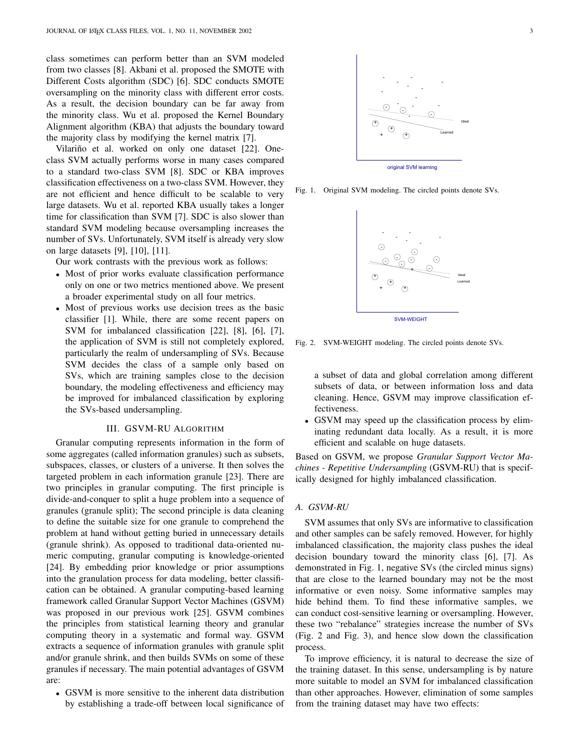class sometimes can perform better than an SVM modeled from two classes [8]. Akbani et al. proposed the SMOTE with Different Costs algorithm (SDC) [6]. SDC conducts SMOTE oversampling on the minority class with different error costs. As a result, the decision boundary can be far away from the minority class. Wu et al. proposed the Kernel Boundary Alignment algorithm (KBA) that adjusts the boundary toward the majority class by modifying the kernel matrix [7].

Vilariño et al. worked on only one dataset [22]. One-class SVM actually performs worse in many cases compared to a standard two-class SVM [8]. SDC or KBA improves classification effectiveness on a two-class SVM. However, they are not efficient and hence difficult to be scalable to very large datasets. Wu et al. reported KBA usually takes a longer time for classification than SVM [7]. SDC is also slower than standard SVM modeling because oversampling increases the number of SVs. Unfortunately, SVM itself is already very slow on large datasets [9], [10], [11].

Our work contrasts with the previous work as follows:

- Most of prior works evaluate classification performance only on one or two metrics mentioned above. We present a broader experimental study on all four metrics.
- Most of previous works use decision trees as the basic classifier [1]. While, there are some recent papers on SVM for imbalanced classification [22], [8], [6], [7], the application of SVM is still not completely explored, particularly the realm of undersampling of SVs. Because SVM decides the class of a sample only based on SVs, which are training samples close to the decision boundary, the modeling effectiveness and efficiency may be improved for imbalanced classification by exploring the SVs-based undersampling.

## III. GSVM-RU Algorithm

Granular computing represents information in the form of some aggregates (called information granules) such as subsets, subspaces, classes, or clusters of a universe. It then solves the targeted problem in each information granule [23]. There are two principles in granular computing. The first principle is divide-and-conquer to split a huge problem into a sequence of granules (granule split); The second principle is data cleaning to define the suitable size for one granule to comprehend the problem at hand without getting buried in unnecessary details (granule shrink). As opposed to traditional data-oriented numeric computing, granular computing is knowledge-oriented [24]. By embedding prior knowledge or prior assumptions into the granulation process for data modeling, better classification can be obtained. A granular computing-based learning framework called Granular Support Vector Machines (GSVM) was proposed in our previous work [25]. GSVM combines the principles from statistical learning theory and granular computing theory in a systematic and formal way. GSVM extracts a sequence of information granules with granule split and/or granule shrink, and then builds SVMs on some of these granules if necessary. The main potential advantages of GSVM are:

- GSVM is more sensitive to the inherent data distribution by establishing a trade-off between local significance of a subset of data and global correlation among different subsets of data, or between information loss and data cleaning. Hence, GSVM may improve classification effectiveness.
- GSVM may speed up the classification process by eliminating redundant data locally. As a result, it is more efficient and scalable on huge datasets.

Fig. 1. Original SVM modeling. The circled points denote SVs.

Fig. 2. SVM-WEIGHT modeling. The circled points denote SVs.

Based on GSVM, we propose *Granular Support Vector Machines - Repetitive Undersampling* (GSVM-RU) that is specifically designed for highly imbalanced classification.

### A. GSVM-RU

SVM assumes that only SVs are informative to classification and other samples can be safely removed. However, for highly imbalanced classification, the majority class pushes the ideal decision boundary toward the minority class [6], [7]. As demonstrated in Fig. 1, negative SVs (the circled minus signs) that are close to the learned boundary may not be the most informative or even noisy. Some informative samples may hide behind them. To find these informative samples, we can conduct cost-sensitive learning or oversampling. However, these two "rebalance" strategies increase the number of SVs (Fig. 2 and Fig. 3), and hence slow down the classification process.

To improve efficiency, it is natural to decrease the size of the training dataset. In this sense, undersampling is by nature more suitable to model an SVM for imbalanced classification than other approaches. However, elimination of some samples from the training dataset may have two effects: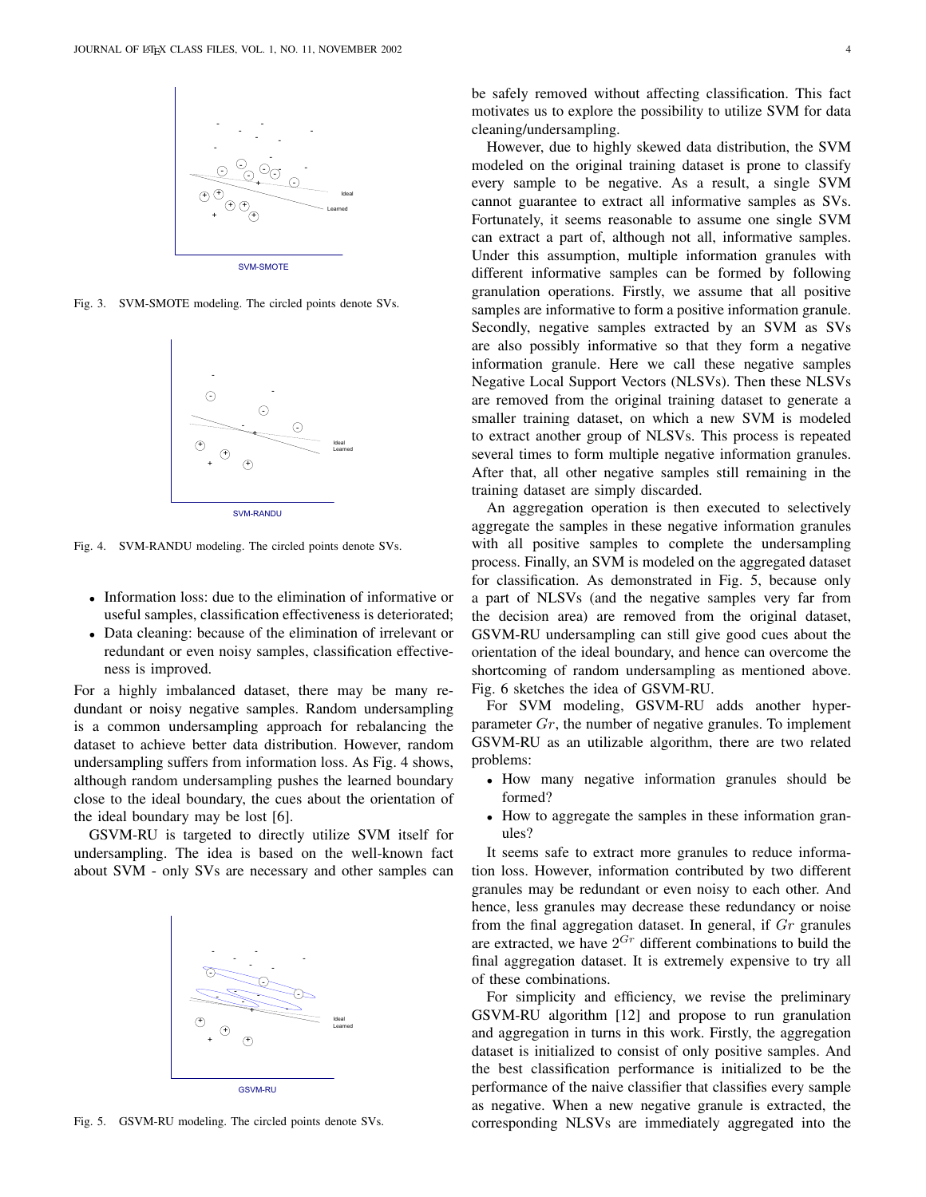Fig. 3. SVM-SMOTE modeling. The circled points denote SVs.

Fig. 4. SVM-RANDU modeling. The circled points denote SVs.

- Information loss: due to the elimination of informative or useful samples, classification effectiveness is deteriorated;
- Data cleaning: because of the elimination of irrelevant or redundant or even noisy samples, classification effectiveness is improved.

For a highly imbalanced dataset, there may be many redundant or noisy negative samples. Random undersampling is a common undersampling approach for rebalancing the dataset to achieve better data distribution. However, random undersampling suffers from information loss. As Fig. 4 shows, although random undersampling pushes the learned boundary close to the ideal boundary, the cues about the orientation of the ideal boundary may be lost [6].

GSVM-RU is targeted to directly utilize SVM itself for undersampling. The idea is based on the well-known fact about SVM - only SVs are necessary and other samples can be safely removed without affecting classification. This fact motivates us to explore the possibility to utilize SVM for data cleaning/undersampling.

Fig. 5. GSVM-RU modeling. The circled points denote SVs.

However, due to highly skewed data distribution, the SVM modeled on the original training dataset is prone to classify every sample to be negative. As a result, a single SVM cannot guarantee to extract all informative samples as SVs. Fortunately, it seems reasonable to assume one single SVM can extract a part of, although not all, informative samples. Under this assumption, multiple information granules with different informative samples can be formed by following granulation operations. Firstly, we assume that all positive samples are informative to form a positive information granule. Secondly, negative samples extracted by an SVM as SVs are also possibly informative so that they form a negative information granule. Here we call these negative samples Negative Local Support Vectors (NLSVs). Then these NLSVs are removed from the original training dataset to generate a smaller training dataset, on which a new SVM is modeled to extract another group of NLSVs. This process is repeated several times to form multiple negative information granules. After that, all other negative samples still remaining in the training dataset are simply discarded.

An aggregation operation is then executed to selectively aggregate the samples in these negative information granules with all positive samples to complete the undersampling process. Finally, an SVM is modeled on the aggregated dataset for classification. As demonstrated in Fig. 5, because only a part of NLSVs (and the negative samples very far from the decision area) are removed from the original dataset, GSVM-RU undersampling can still give good cues about the orientation of the ideal boundary, and hence can overcome the shortcoming of random undersampling as mentioned above. Fig. 6 sketches the idea of GSVM-RU.

For SVM modeling, GSVM-RU adds another hyper-parameter $Gr$, the number of negative granules. To implement GSVM-RU as an utilizable algorithm, there are two related problems:

- How many negative information granules should be formed?
- How to aggregate the samples in these information granules?

It seems safe to extract more granules to reduce information loss. However, information contributed by two different granules may be redundant or even noisy to each other. And hence, less granules may decrease these redundancy or noise from the final aggregation dataset. In general, if $Gr$ granules are extracted, we have $2^{Gr}$ different combinations to build the final aggregation dataset. It is extremely expensive to try all of these combinations.

For simplicity and efficiency, we revise the preliminary GSVM-RU algorithm [12] and propose to run granulation and aggregation in turns in this work. Firstly, the aggregation dataset is initialized to consist of only positive samples. And the best classification performance is initialized to be the performance of the naive classifier that classifies every sample as negative. When a new negative granule is extracted, the corresponding NLSVs are immediately aggregated into the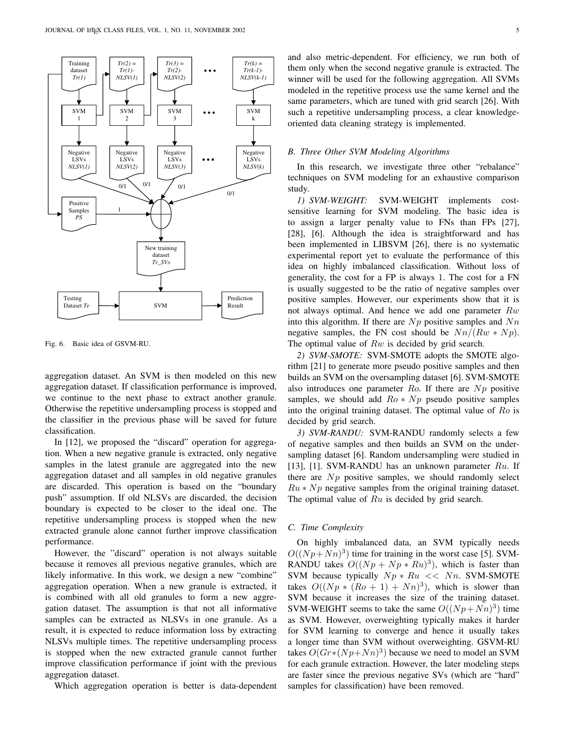Fig. 6. Basic idea of GSVM-RU.

aggregation dataset. An SVM is then modeled on this new aggregation dataset. If classification performance is improved, we continue to the next phase to extract another granule. Otherwise the repetitive undersampling process is stopped and the classifier in the previous phase will be saved for future classification.

In [12], we proposed the "discard" operation for aggregation. When a new negative granule is extracted, only negative samples in the latest granule are aggregated into the new aggregation dataset and all samples in old negative granules are discarded. This operation is based on the "boundary push" assumption. If old NLSVs are discarded, the decision boundary is expected to be closer to the ideal one. The repetitive undersampling process is stopped when the new extracted granule alone cannot further improve classification performance.

However, the "discard" operation is not always suitable because it removes all previous negative granules, which are likely informative. In this work, we design a new "combine" aggregation operation. When a new granule is extracted, it is combined with all old granules to form a new aggregation dataset. The assumption is that not all informative samples can be extracted as NLSVs in one granule. As a result, it is expected to reduce information loss by extracting NLSVs multiple times. The repetitive undersampling process is stopped when the new extracted granule cannot further improve classification performance if joint with the previous aggregation dataset.

Which aggregation operation is better is data-dependent and also metric-dependent. For efficiency, we run both of them only when the second negative granule is extracted. The winner will be used for the following aggregation. All SVMs modeled in the repetitive process use the same kernel and the same parameters, which are tuned with grid search [26]. With such a repetitive undersampling process, a clear knowledge-oriented data cleaning strategy is implemented.

### B. Three Other SVM Modeling Algorithms

In this research, we investigate three other "rebalance" techniques on SVM modeling for an exhaustive comparison study.

*1) SVM-WEIGHT:* SVM-WEIGHT implements cost-sensitive learning for SVM modeling. The basic idea is to assign a larger penalty value to FNs than FPs [27], [28], [6]. Although the idea is straightforward and has been implemented in LIBSVM [26], there is no systematic experimental report yet to evaluate the performance of this idea on highly imbalanced classification. Without loss of generality, the cost for a FP is always 1. The cost for a FN is usually suggested to be the ratio of negative samples over positive samples. However, our experiments show that it is not always optimal. And hence we add one parameter $Rw$ into this algorithm. If there are $Np$ positive samples and $Nn$ negative samples, the FN cost should be $Nn/(Rw * Np)$. The optimal value of $Rw$ is decided by grid search.

*2) SVM-SMOTE:* SVM-SMOTE adopts the SMOTE algorithm [21] to generate more pseudo positive samples and then builds an SVM on the oversampling dataset [6]. SVM-SMOTE also introduces one parameter $Ro$. If there are $Np$ positive samples, we should add $Ro * Np$ pseudo positive samples into the original training dataset. The optimal value of $Ro$ is decided by grid search.

*3) SVM-RANDU:* SVM-RANDU randomly selects a few of negative samples and then builds an SVM on the undersampling dataset [6]. Random undersampling were studied in [13], [1]. SVM-RANDU has an unknown parameter $Ru$. If there are $Np$ positive samples, we should randomly select $Ru * Np$ negative samples from the original training dataset. The optimal value of $Ru$ is decided by grid search.

### C. Time Complexity

On highly imbalanced data, an SVM typically needs $O((Np+Nn)^3)$ time for training in the worst case [5]. SVM-RANDU takes $O((Np + Np * Ru)^3)$, which is faster than SVM because typically $Np * Ru << Nn$. SVM-SMOTE takes $O((Np * (Ro + 1) + Nn)^3)$, which is slower than SVM because it increases the size of the training dataset. SVM-WEIGHT seems to take the same $O((Np+Nn)^3)$ time as SVM. However, overweighting typically makes it harder for SVM learning to converge and hence it usually takes a longer time than SVM without overweighting. GSVM-RU takes $O(Gr*(Np+Nn)^3)$ because we need to model an SVM for each granule extraction. However, the later modeling steps are faster since the previous negative SVs (which are "hard" samples for classification) have been removed.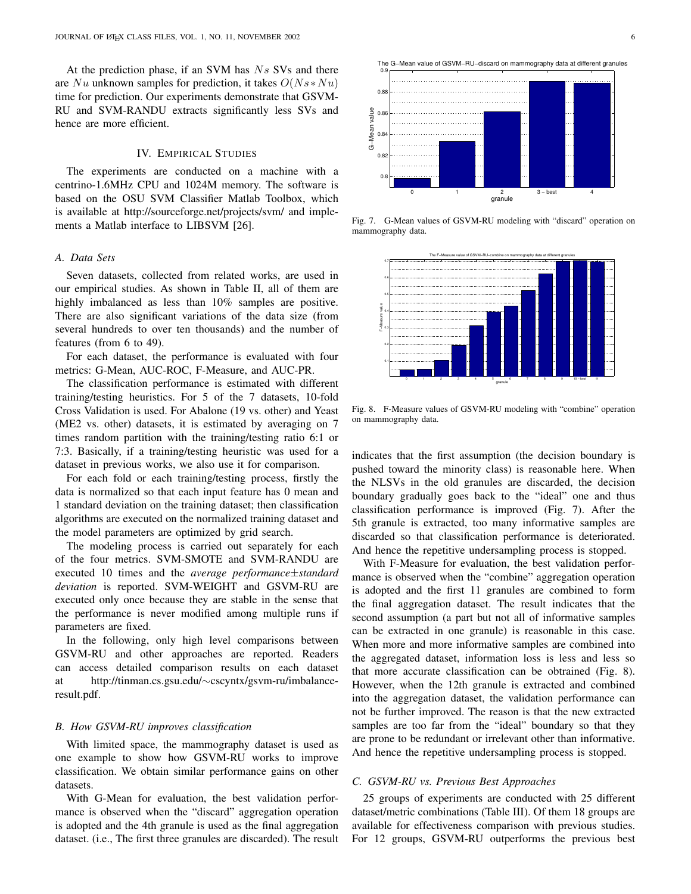At the prediction phase, if an SVM has $Ns$ SVs and there are $Nu$ unknown samples for prediction, it takes $O(Ns*Nu)$ time for prediction. Our experiments demonstrate that GSVM-RU and SVM-RANDU extracts significantly less SVs and hence are more efficient.

## IV. Empirical Studies

The experiments are conducted on a machine with a centrino-1.6MHz CPU and 1024M memory. The software is based on the OSU SVM Classifier Matlab Toolbox, which is available at http://sourceforge.net/projects/svm/ and implements a Matlab interface to LIBSVM [26].

### A. Data Sets

Seven datasets, collected from related works, are used in our empirical studies. As shown in Table II, all of them are highly imbalanced as less than 10% samples are positive. There are also significant variations of the data size (from several hundreds to over ten thousands) and the number of features (from 6 to 49).

For each dataset, the performance is evaluated with four metrics: G-Mean, AUC-ROC, F-Measure, and AUC-PR.

The classification performance is estimated with different training/testing heuristics. For 5 of the 7 datasets, 10-fold Cross Validation is used. For Abalone (19 vs. other) and Yeast (ME2 vs. other) datasets, it is estimated by averaging on 7 times random partition with the training/testing ratio 6:1 or 7:3. Basically, if a training/testing heuristic was used for a dataset in previous works, we also use it for comparison.

For each fold or each training/testing process, firstly the data is normalized so that each input feature has 0 mean and 1 standard deviation on the training dataset; then classification algorithms are executed on the normalized training dataset and the model parameters are optimized by grid search.

The modeling process is carried out separately for each of the four metrics. SVM-SMOTE and SVM-RANDU are executed 10 times and the *average performance±standard deviation* is reported. SVM-WEIGHT and GSVM-RU are executed only once because they are stable in the sense that the performance is never modified among multiple runs if parameters are fixed.

In the following, only high level comparisons between GSVM-RU and other approaches are reported. Readers can access detailed comparison results on each dataset at http://tinman.cs.gsu.edu/~cscyntx/gsvm-ru/imbalance-result.pdf.

### B. How GSVM-RU improves classification

With limited space, the mammography dataset is used as one example to show how GSVM-RU works to improve classification. We obtain similar performance gains on other datasets.

With G-Mean for evaluation, the best validation performance is observed when the "discard" aggregation operation is adopted and the 4th granule is used as the final aggregation dataset. (i.e., The first three granules are discarded). The result indicates that the first assumption (the decision boundary is pushed toward the minority class) is reasonable here. When the NLSVs in the old granules are discarded, the decision boundary gradually goes back to the "ideal" one and thus classification performance is improved (Fig. 7). After the 5th granule is extracted, too many informative samples are discarded so that classification performance is deteriorated. And hence the repetitive undersampling process is stopped.

Fig. 7. G-Mean values of GSVM-RU modeling with "discard" operation on mammography data.

Fig. 8. F-Measure values of GSVM-RU modeling with "combine" operation on mammography data.

With F-Measure for evaluation, the best validation performance is observed when the "combine" aggregation operation is adopted and the first 11 granules are combined to form the final aggregation dataset. The result indicates that the second assumption (a part but not all of informative samples can be extracted in one granule) is reasonable in this case. When more and more informative samples are combined into the aggregated dataset, information loss is less and less so that more accurate classification can be obtrained (Fig. 8). However, when the 12th granule is extracted and combined into the aggregation dataset, the validation performance can not be further improved. The reason is that the new extracted samples are too far from the "ideal" boundary so that they are prone to be redundant or irrelevant other than informative. And hence the repetitive undersampling process is stopped.

### C. GSVM-RU vs. Previous Best Approaches

25 groups of experiments are conducted with 25 different dataset/metric combinations (Table III). Of them 18 groups are available for effectiveness comparison with previous studies. For 12 groups, GSVM-RU outperforms the previous best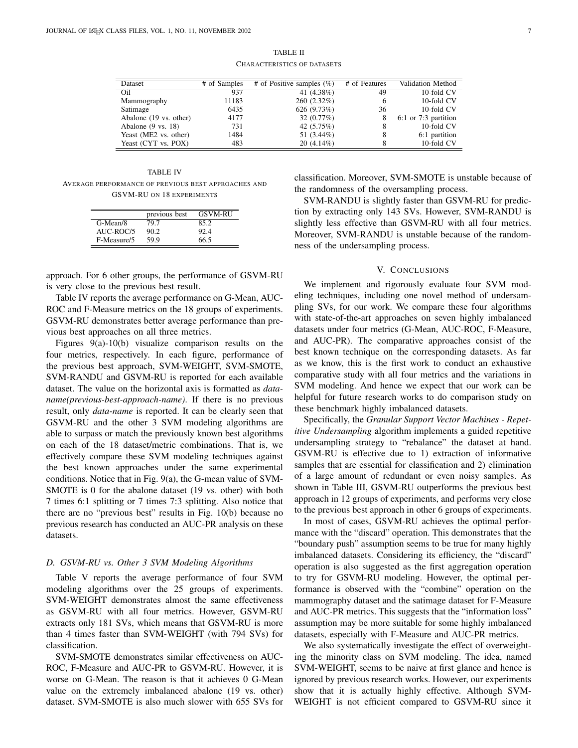TABLE II

CHARACTERISTICS OF DATASETS

| Dataset | # of Samples | # of Positive samples (%) | # of Features | Validation Method |
|---|---|---|---|---|
| Oil | 937 | 41 (4.38%) | 49 | 10-fold CV |
| Mammography | 11183 | 260 (2.32%) | 6 | 10-fold CV |
| Satimage | 6435 | 626 (9.73%) | 36 | 10-fold CV |
| Abalone (19 vs. other) | 4177 | 32 (0.77%) | 8 | 6:1 or 7:3 partition |
| Abalone (9 vs. 18) | 731 | 42 (5.75%) | 8 | 10-fold CV |
| Yeast (ME2 vs. other) | 1484 | 51 (3.44%) | 8 | 6:1 partition |
| Yeast (CYT vs. POX) | 483 | 20 (4.14%) | 8 | 10-fold CV |

TABLE IV

AVERAGE PERFORMANCE OF PREVIOUS BEST APPROACHES AND GSVM-RU ON 18 EXPERIMENTS

| | previous best | GSVM-RU |
|---|---|---|
| G-Mean/8 | 79.7 | 85.2 |
| AUC-ROC/5 | 90.2 | 92.4 |
| F-Measure/5 | 59.9 | 66.5 |

approach. For 6 other groups, the performance of GSVM-RU is very close to the previous best result.

Table IV reports the average performance on G-Mean, AUC-ROC and F-Measure metrics on the 18 groups of experiments. GSVM-RU demonstrates better average performance than previous best approaches on all three metrics.

Figures 9(a)-10(b) visualize comparison results on the four metrics, respectively. In each figure, performance of the previous best approach, SVM-WEIGHT, SVM-SMOTE, SVM-RANDU and GSVM-RU is reported for each available dataset. The value on the horizontal axis is formatted as *data-name(previous-best-approach-name)*. If there is no previous result, only *data-name* is reported. It can be clearly seen that GSVM-RU and the other 3 SVM modeling algorithms are able to surpass or match the previously known best algorithms on each of the 18 dataset/metric combinations. That is, we effectively compare these SVM modeling techniques against the best known approaches under the same experimental conditions. Notice that in Fig. 9(a), the G-mean value of SVM-SMOTE is 0 for the abalone dataset (19 vs. other) with both 7 times 6:1 splitting or 7 times 7:3 splitting. Also notice that there are no "previous best" results in Fig. 10(b) because no previous research has conducted an AUC-PR analysis on these datasets.

### D. GSVM-RU vs. Other 3 SVM Modeling Algorithms

Table V reports the average performance of four SVM modeling algorithms over the 25 groups of experiments. SVM-WEIGHT demonstrates almost the same effectiveness as GSVM-RU with all four metrics. However, GSVM-RU extracts only 181 SVs, which means that GSVM-RU is more than 4 times faster than SVM-WEIGHT (with 794 SVs) for classification.

SVM-SMOTE demonstrates similar effectiveness on AUC-ROC, F-Measure and AUC-PR to GSVM-RU. However, it is worse on G-Mean. The reason is that it achieves 0 G-Mean value on the extremely imbalanced abalone (19 vs. other) dataset. SVM-SMOTE is also much slower with 655 SVs for classification. Moreover, SVM-SMOTE is unstable because of the randomness of the oversampling process.

SVM-RANDU is slightly faster than GSVM-RU for prediction by extracting only 143 SVs. However, SVM-RANDU is slightly less effective than GSVM-RU with all four metrics. Moreover, SVM-RANDU is unstable because of the randomness of the undersampling process.

## V. CONCLUSIONS

We implement and rigorously evaluate four SVM modeling techniques, including one novel method of undersampling SVs, for our work. We compare these four algorithms with state-of-the-art approaches on seven highly imbalanced datasets under four metrics (G-Mean, AUC-ROC, F-Measure, and AUC-PR). The comparative approaches consist of the best known technique on the corresponding datasets. As far as we know, this is the first work to conduct an exhaustive comparative study with all four metrics and the variations in SVM modeling. And hence we expect that our work can be helpful for future research works to do comparison study on these benchmark highly imbalanced datasets.

Specifically, the *Granular Support Vector Machines - Repetitive Undersampling* algorithm implements a guided repetitive undersampling strategy to "rebalance" the dataset at hand. GSVM-RU is effective due to 1) extraction of informative samples that are essential for classification and 2) elimination of a large amount of redundant or even noisy samples. As shown in Table III, GSVM-RU outperforms the previous best approach in 12 groups of experiments, and performs very close to the previous best approach in other 6 groups of experiments.

In most of cases, GSVM-RU achieves the optimal performance with the "discard" operation. This demonstrates that the "boundary push" assumption seems to be true for many highly imbalanced datasets. Considering its efficiency, the "discard" operation is also suggested as the first aggregation operation to try for GSVM-RU modeling. However, the optimal performance is observed with the "combine" operation on the mammography dataset and the satimage dataset for F-Measure and AUC-PR metrics. This suggests that the "information loss" assumption may be more suitable for some highly imbalanced datasets, especially with F-Measure and AUC-PR metrics.

We also systematically investigate the effect of overweighting the minority class on SVM modeling. The idea, named SVM-WEIGHT, seems to be naive at first glance and hence is ignored by previous research works. However, our experiments show that it is actually highly effective. Although SVM-WEIGHT is not efficient compared to GSVM-RU since it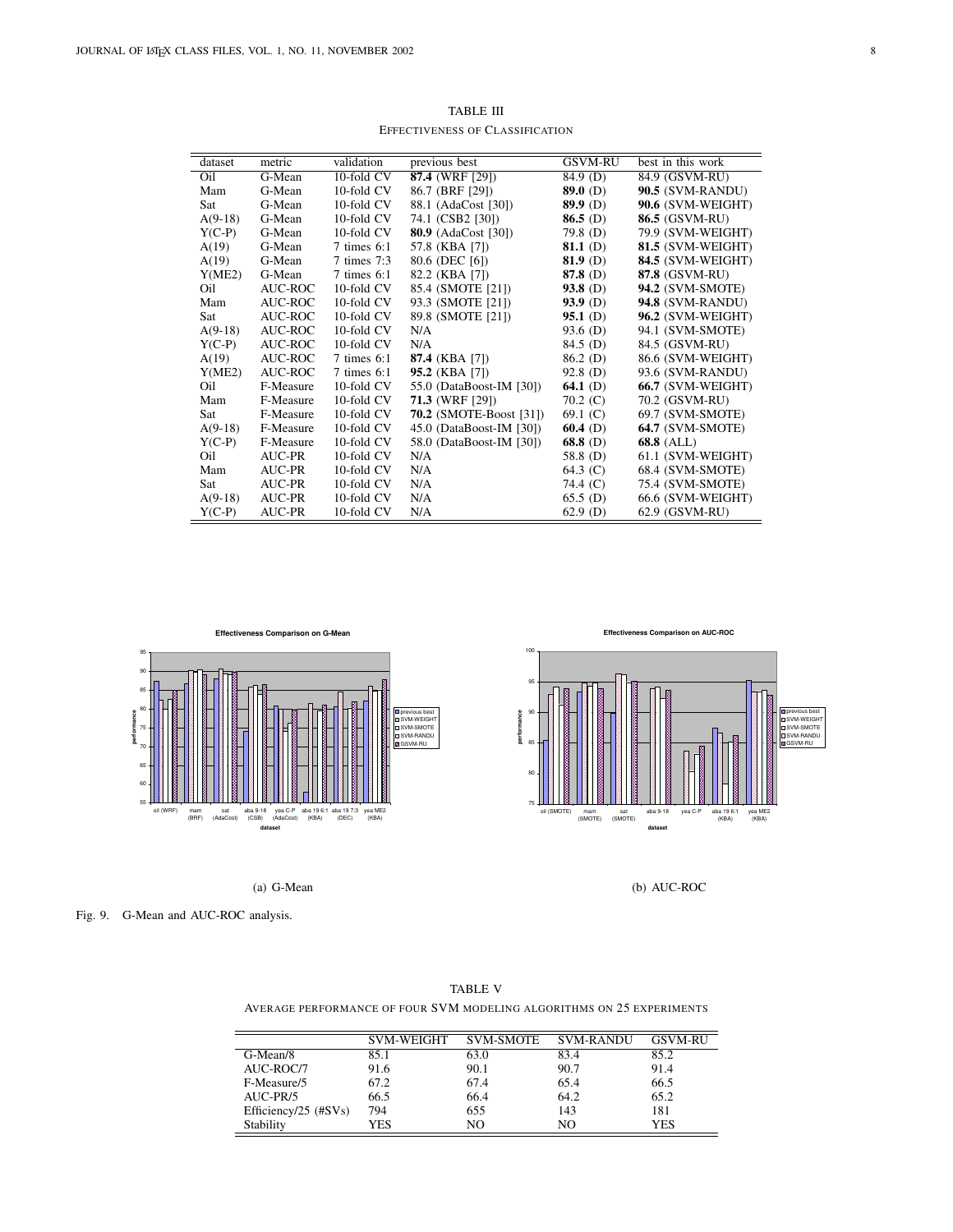TABLE III

EFFECTIVENESS OF CLASSIFICATION

| dataset | metric | validation | previous best | GSVM-RU | best in this work |
|---|---|---|---|---|---|
| Oil | G-Mean | 10-fold CV | **87.4** (WRF [29]) | 84.9 (D) | 84.9 (GSVM-RU) |
| Mam | G-Mean | 10-fold CV | 86.7 (BRF [29]) | **89.0** (D) | **90.5** (SVM-RANDU) |
| Sat | G-Mean | 10-fold CV | 88.1 (AdaCost [30]) | **89.9** (D) | **90.6** (SVM-WEIGHT) |
| A(9-18) | G-Mean | 10-fold CV | 74.1 (CSB2 [30]) | **86.5** (D) | **86.5** (GSVM-RU) |
| Y(C-P) | G-Mean | 10-fold CV | **80.9** (AdaCost [30]) | 79.8 (D) | 79.9 (SVM-WEIGHT) |
| A(19) | G-Mean | 7 times 6:1 | 57.8 (KBA [7]) | **81.1** (D) | **81.5** (SVM-WEIGHT) |
| A(19) | G-Mean | 7 times 7:3 | 80.6 (DEC [6]) | **81.9** (D) | **84.5** (SVM-WEIGHT) |
| Y(ME2) | G-Mean | 7 times 6:1 | 82.2 (KBA [7]) | **87.8** (D) | **87.8** (GSVM-RU) |
| Oil | AUC-ROC | 10-fold CV | 85.4 (SMOTE [21]) | **93.8** (D) | **94.2** (SVM-SMOTE) |
| Mam | AUC-ROC | 10-fold CV | 93.3 (SMOTE [21]) | **93.9** (D) | **94.8** (SVM-RANDU) |
| Sat | AUC-ROC | 10-fold CV | 89.8 (SMOTE [21]) | **95.1** (D) | **96.2** (SVM-WEIGHT) |
| A(9-18) | AUC-ROC | 10-fold CV | N/A | 93.6 (D) | 94.1 (SVM-SMOTE) |
| Y(C-P) | AUC-ROC | 10-fold CV | N/A | 84.5 (D) | 84.5 (GSVM-RU) |
| A(19) | AUC-ROC | 7 times 6:1 | **87.4** (KBA [7]) | 86.2 (D) | 86.6 (SVM-WEIGHT) |
| Y(ME2) | AUC-ROC | 7 times 6:1 | **95.2** (KBA [7]) | 92.8 (D) | 93.6 (SVM-RANDU) |
| Oil | F-Measure | 10-fold CV | 55.0 (DataBoost-IM [30]) | **64.1** (D) | **66.7** (SVM-WEIGHT) |
| Mam | F-Measure | 10-fold CV | **71.3** (WRF [29]) | 70.2 (C) | 70.2 (GSVM-RU) |
| Sat | F-Measure | 10-fold CV | **70.2** (SMOTE-Boost [31]) | 69.1 (C) | 69.7 (SVM-SMOTE) |
| A(9-18) | F-Measure | 10-fold CV | 45.0 (DataBoost-IM [30]) | **60.4** (D) | **64.7** (SVM-SMOTE) |
| Y(C-P) | F-Measure | 10-fold CV | 58.0 (DataBoost-IM [30]) | **68.8** (D) | **68.8** (ALL) |
| Oil | AUC-PR | 10-fold CV | N/A | 58.8 (D) | 61.1 (SVM-WEIGHT) |
| Mam | AUC-PR | 10-fold CV | N/A | 64.3 (C) | 68.4 (SVM-SMOTE) |
| Sat | AUC-PR | 10-fold CV | N/A | 74.4 (C) | 75.4 (SVM-SMOTE) |
| A(9-18) | AUC-PR | 10-fold CV | N/A | 65.5 (D) | 66.6 (SVM-WEIGHT) |
| Y(C-P) | AUC-PR | 10-fold CV | N/A | 62.9 (D) | 62.9 (GSVM-RU) |

(a) G-Mean

(b) AUC-ROC

Fig. 9. G-Mean and AUC-ROC analysis.

TABLE V

AVERAGE PERFORMANCE OF FOUR SVM MODELING ALGORITHMS ON 25 EXPERIMENTS

| | SVM-WEIGHT | SVM-SMOTE | SVM-RANDU | GSVM-RU |
|---|---|---|---|---|
| G-Mean/8 | 85.1 | 63.0 | 83.4 | 85.2 |
| AUC-ROC/7 | 91.6 | 90.1 | 90.7 | 91.4 |
| F-Measure/5 | 67.2 | 67.4 | 65.4 | 66.5 |
| AUC-PR/5 | 66.5 | 66.4 | 64.2 | 65.2 |
| Efficiency/25 (#SVs) | 794 | 655 | 143 | 181 |
| Stability | YES | NO | NO | YES |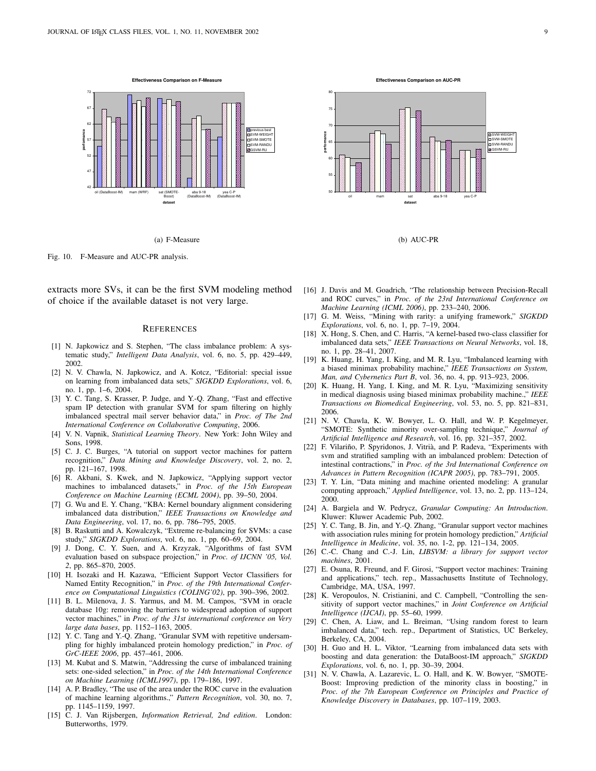Effectiveness Comparison on F-Measure

72
67
62
57
52
47
42

performance

oil (DataBoost-IM) mam (WRF) sat (SMOTE-Boost) aba 9-18 (DataBoost-IM) yea C-P (DataBoost-IM)

dataset

previous best
SVM-WEIGHT
SVM-SMOTE
SVM-RANDU
GSVM-RU

(a) F-Measure

Effectiveness Comparison on AUC-PR

80
75
70
65
60
55
50

performance

oil mam sat aba 9-18 yea C-P

dataset

SVM-WEIGHT
SVM-SMOTE
SVM-RANDU
GSVM-RU

(b) AUC-PR

Fig. 10. F-Measure and AUC-PR analysis.

extracts more SVs, it can be the first SVM modeling method of choice if the available dataset is not very large.

## References

[1] N. Japkowicz and S. Stephen, "The class imbalance problem: A systematic study," *Intelligent Data Analysis*, vol. 6, no. 5, pp. 429–449, 2002.

[2] N. V. Chawla, N. Japkowicz, and A. Kotcz, "Editorial: special issue on learning from imbalanced data sets," *SIGKDD Explorations*, vol. 6, no. 1, pp. 1–6, 2004.

[3] Y. C. Tang, S. Krasser, P. Judge, and Y.-Q. Zhang, "Fast and effective spam IP detection with granular SVM for spam filtering on highly imbalanced spectral mail server behavior data," in *Proc. of The 2nd International Conference on Collaborative Computing*, 2006.

[4] V. N. Vapnik, *Statistical Learning Theory*. New York: John Wiley and Sons, 1998.

[5] C. J. C. Burges, "A tutorial on support vector machines for pattern recognition," *Data Mining and Knowledge Discovery*, vol. 2, no. 2, pp. 121–167, 1998.

[6] R. Akbani, S. Kwek, and N. Japkowicz, "Applying support vector machines to imbalanced datasets," in *Proc. of the 15th European Conference on Machine Learning (ECML 2004)*, pp. 39–50, 2004.

[7] G. Wu and E. Y. Chang, "KBA: Kernel boundary alignment considering imbalanced data distribution," *IEEE Transactions on Knowledge and Data Engineering*, vol. 17, no. 6, pp. 786–795, 2005.

[8] B. Raskutti and A. Kowalczyk, "Extreme re-balancing for SVMs: a case study," *SIGKDD Explorations*, vol. 6, no. 1, pp. 60–69, 2004.

[9] J. Dong, C. Y. Suen, and A. Krzyzak, "Algorithms of fast SVM evaluation based on subspace projection," in *Proc. of IJCNN '05, Vol. 2*, pp. 865–870, 2005.

[10] H. Isozaki and H. Kazawa, "Efficient Support Vector Classifiers for Named Entity Recognition," in *Proc. of the 19th International Conference on Computational Linguistics (COLING'02)*, pp. 390–396, 2002.

[11] B. L. Milenova, J. S. Yarmus, and M. M. Campos, "SVM in oracle database 10g: removing the barriers to widespread adoption of support vector machines," in *Proc. of the 31st international conference on Very large data bases*, pp. 1152–1163, 2005.

[12] Y. C. Tang and Y.-Q. Zhang, "Granular SVM with repetitive undersampling for highly imbalanced protein homology prediction," in *Proc. of GrC-IEEE 2006*, pp. 457–461, 2006.

[13] M. Kubat and S. Matwin, "Addressing the curse of imbalanced training sets: one-sided selection," in *Proc. of the 14th International Conference on Machine Learning (ICML1997)*, pp. 179–186, 1997.

[14] A. P. Bradley, "The use of the area under the ROC curve in the evaluation of machine learning algorithms.," *Pattern Recognition*, vol. 30, no. 7, pp. 1145–1159, 1997.

[15] C. J. Van Rijsbergen, *Information Retrieval, 2nd edition*. London: Butterworths, 1979.

[16] J. Davis and M. Goadrich, "The relationship between Precision-Recall and ROC curves," in *Proc. of the 23rd International Conference on Machine Learning (ICML 2006)*, pp. 233–240, 2006.

[17] G. M. Weiss, "Mining with rarity: a unifying framework," *SIGKDD Explorations*, vol. 6, no. 1, pp. 7–19, 2004.

[18] X. Hong, S. Chen, and C. Harris, "A kernel-based two-class classifier for imbalanced data sets," *IEEE Transactions on Neural Networks*, vol. 18, no. 1, pp. 28–41, 2007.

[19] K. Huang, H. Yang, I. King, and M. R. Lyu, "Imbalanced learning with a biased minimax probability machine," *IEEE Transactions on System, Man, and Cybernetics Part B*, vol. 36, no. 4, pp. 913–923, 2006.

[20] K. Huang, H. Yang, I. King, and M. R. Lyu, "Maximizing sensitivity in medical diagnosis using biased minimax probability machine.," *IEEE Transactions on Biomedical Engineering*, vol. 53, no. 5, pp. 821–831, 2006.

[21] N. V. Chawla, K. W. Bowyer, L. O. Hall, and W. P. Kegelmeyer, "SMOTE: Synthetic minority over-sampling technique," *Journal of Artificial Intelligence and Research*, vol. 16, pp. 321–357, 2002.

[22] F. Vilariño, P. Spyridonos, J. Vitrià, and P. Radeva, "Experiments with svm and stratified sampling with an imbalanced problem: Detection of intestinal contractions," in *Proc. of the 3rd International Conference on Advances in Pattern Recognition (ICAPR 2005)*, pp. 783–791, 2005.

[23] T. Y. Lin, "Data mining and machine oriented modeling: A granular computing approach," *Applied Intelligence*, vol. 13, no. 2, pp. 113–124, 2000.

[24] A. Bargiela and W. Pedrycz, *Granular Computing: An Introduction*. Kluwer: Kluwer Academic Pub, 2002.

[25] Y. C. Tang, B. Jin, and Y.-Q. Zhang, "Granular support vector machines with association rules mining for protein homology prediction," *Artificial Intelligence in Medicine*, vol. 35, no. 1-2, pp. 121–134, 2005.

[26] C.-C. Chang and C.-J. Lin, *LIBSVM: a library for support vector machines*, 2001.

[27] E. Osuna, R. Freund, and F. Girosi, "Support vector machines: Training and applications," tech. rep., Massachusetts Institute of Technology, Cambridge, MA, USA, 1997.

[28] K. Veropoulos, N. Cristianini, and C. Campbell, "Controlling the sensitivity of support vector machines," in *Joint Conference on Artificial Intelligence (IJCAI)*, pp. 55–60, 1999.

[29] C. Chen, A. Liaw, and L. Breiman, "Using random forest to learn imbalanced data," tech. rep., Department of Statistics, UC Berkeley, Berkeley, CA, 2004.

[30] H. Guo and H. L. Viktor, "Learning from imbalanced data sets with boosting and data generation: the DataBoost-IM approach," *SIGKDD Explorations*, vol. 6, no. 1, pp. 30–39, 2004.

[31] N. V. Chawla, A. Lazarevic, L. O. Hall, and K. W. Bowyer, "SMOTEBoost: Improving prediction of the minority class in boosting," in *Proc. of the 7th European Conference on Principles and Practice of Knowledge Discovery in Databases*, pp. 107–119, 2003.